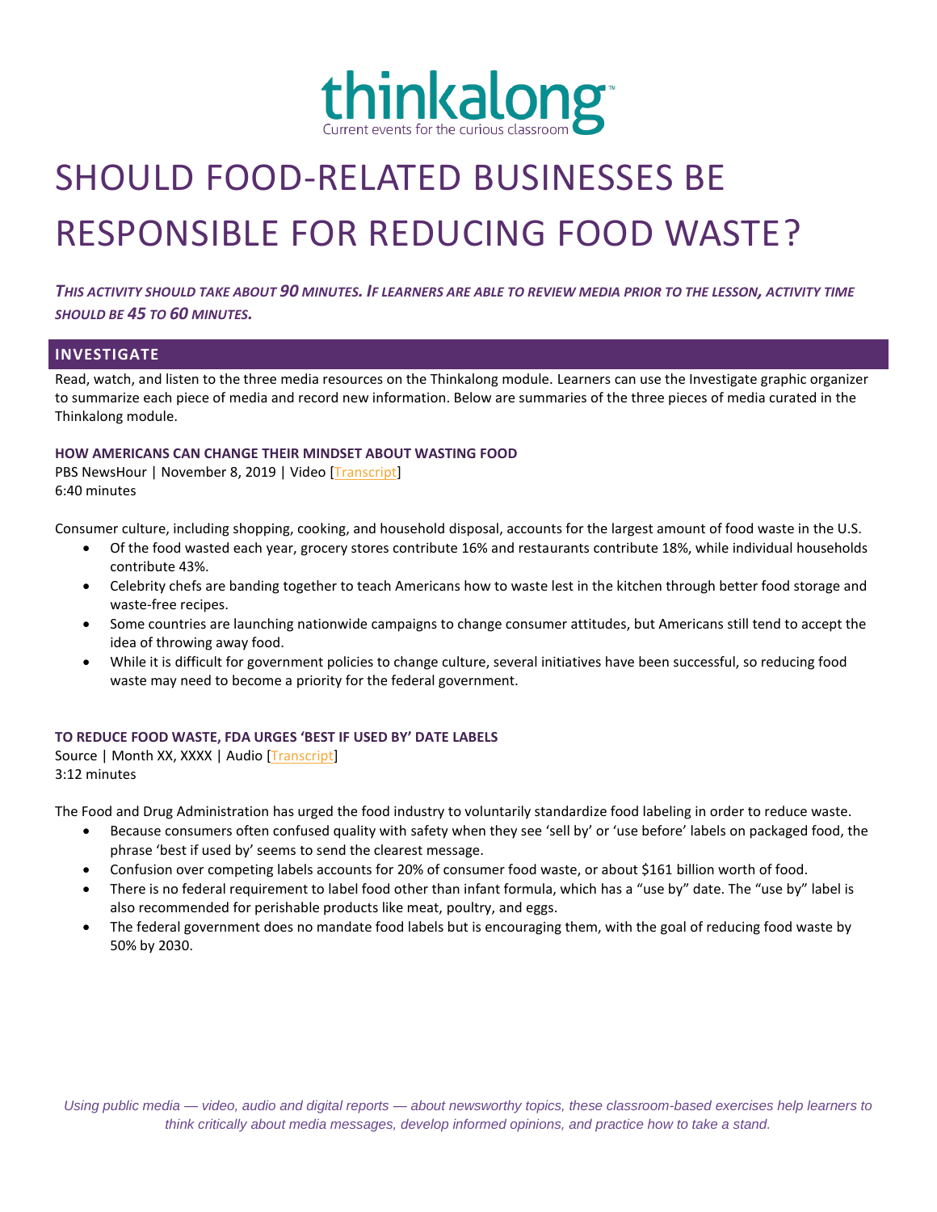# thinkalong

Current events for the curious classroom

# SHOULD FOOD-RELATED BUSINESSES BE RESPONSIBLE FOR REDUCING FOOD WASTE?

***This activity should take about 90 minutes. If learners are able to review media prior to the lesson, activity time should be 45 to 60 minutes.***

## INVESTIGATE

Read, watch, and listen to the three media resources on the Thinkalong module. Learners can use the Investigate graphic organizer to summarize each piece of media and record new information. Below are summaries of the three pieces of media curated in the Thinkalong module.

### HOW AMERICANS CAN CHANGE THEIR MINDSET ABOUT WASTING FOOD

PBS NewsHour | November 8, 2019 | Video [Transcript]
6:40 minutes

Consumer culture, including shopping, cooking, and household disposal, accounts for the largest amount of food waste in the U.S.

- Of the food wasted each year, grocery stores contribute 16% and restaurants contribute 18%, while individual households contribute 43%.
- Celebrity chefs are banding together to teach Americans how to waste lest in the kitchen through better food storage and waste-free recipes.
- Some countries are launching nationwide campaigns to change consumer attitudes, but Americans still tend to accept the idea of throwing away food.
- While it is difficult for government policies to change culture, several initiatives have been successful, so reducing food waste may need to become a priority for the federal government.

### TO REDUCE FOOD WASTE, FDA URGES 'BEST IF USED BY' DATE LABELS

Source | Month XX, XXXX | Audio [Transcript]
3:12 minutes

The Food and Drug Administration has urged the food industry to voluntarily standardize food labeling in order to reduce waste.

- Because consumers often confused quality with safety when they see 'sell by' or 'use before' labels on packaged food, the phrase 'best if used by' seems to send the clearest message.
- Confusion over competing labels accounts for 20% of consumer food waste, or about $161 billion worth of food.
- There is no federal requirement to label food other than infant formula, which has a "use by" date. The "use by" label is also recommended for perishable products like meat, poultry, and eggs.
- The federal government does no mandate food labels but is encouraging them, with the goal of reducing food waste by 50% by 2030.

*Using public media — video, audio and digital reports — about newsworthy topics, these classroom-based exercises help learners to think critically about media messages, develop informed opinions, and practice how to take a stand.*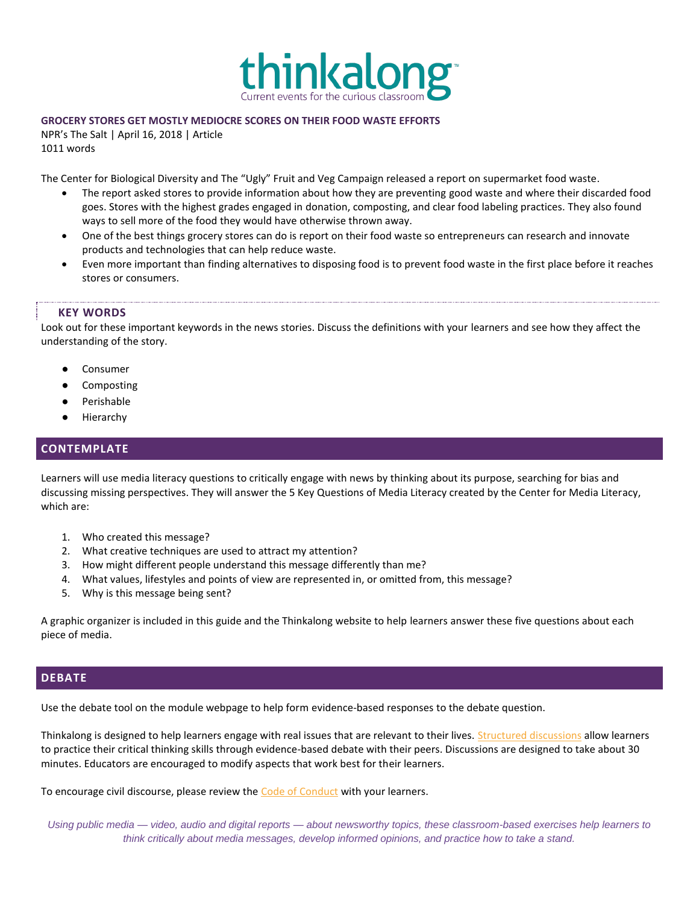# thinkalong

Current events for the curious classroom

**GROCERY STORES GET MOSTLY MEDIOCRE SCORES ON THEIR FOOD WASTE EFFORTS**

NPR's The Salt | April 16, 2018 | Article
1011 words

The Center for Biological Diversity and The "Ugly" Fruit and Veg Campaign released a report on supermarket food waste.

- The report asked stores to provide information about how they are preventing good waste and where their discarded food goes. Stores with the highest grades engaged in donation, composting, and clear food labeling practices. They also found ways to sell more of the food they would have otherwise thrown away.
- One of the best things grocery stores can do is report on their food waste so entrepreneurs can research and innovate products and technologies that can help reduce waste.
- Even more important than finding alternatives to disposing food is to prevent food waste in the first place before it reaches stores or consumers.

## KEY WORDS

Look out for these important keywords in the news stories. Discuss the definitions with your learners and see how they affect the understanding of the story.

- Consumer
- Composting
- Perishable
- Hierarchy

## CONTEMPLATE

Learners will use media literacy questions to critically engage with news by thinking about its purpose, searching for bias and discussing missing perspectives. They will answer the 5 Key Questions of Media Literacy created by the Center for Media Literacy, which are:

1. Who created this message?
2. What creative techniques are used to attract my attention?
3. How might different people understand this message differently than me?
4. What values, lifestyles and points of view are represented in, or omitted from, this message?
5. Why is this message being sent?

A graphic organizer is included in this guide and the Thinkalong website to help learners answer these five questions about each piece of media.

## DEBATE

Use the debate tool on the module webpage to help form evidence-based responses to the debate question.

Thinkalong is designed to help learners engage with real issues that are relevant to their lives. Structured discussions allow learners to practice their critical thinking skills through evidence-based debate with their peers. Discussions are designed to take about 30 minutes. Educators are encouraged to modify aspects that work best for their learners.

To encourage civil discourse, please review the Code of Conduct with your learners.

*Using public media — video, audio and digital reports — about newsworthy topics, these classroom-based exercises help learners to think critically about media messages, develop informed opinions, and practice how to take a stand.*